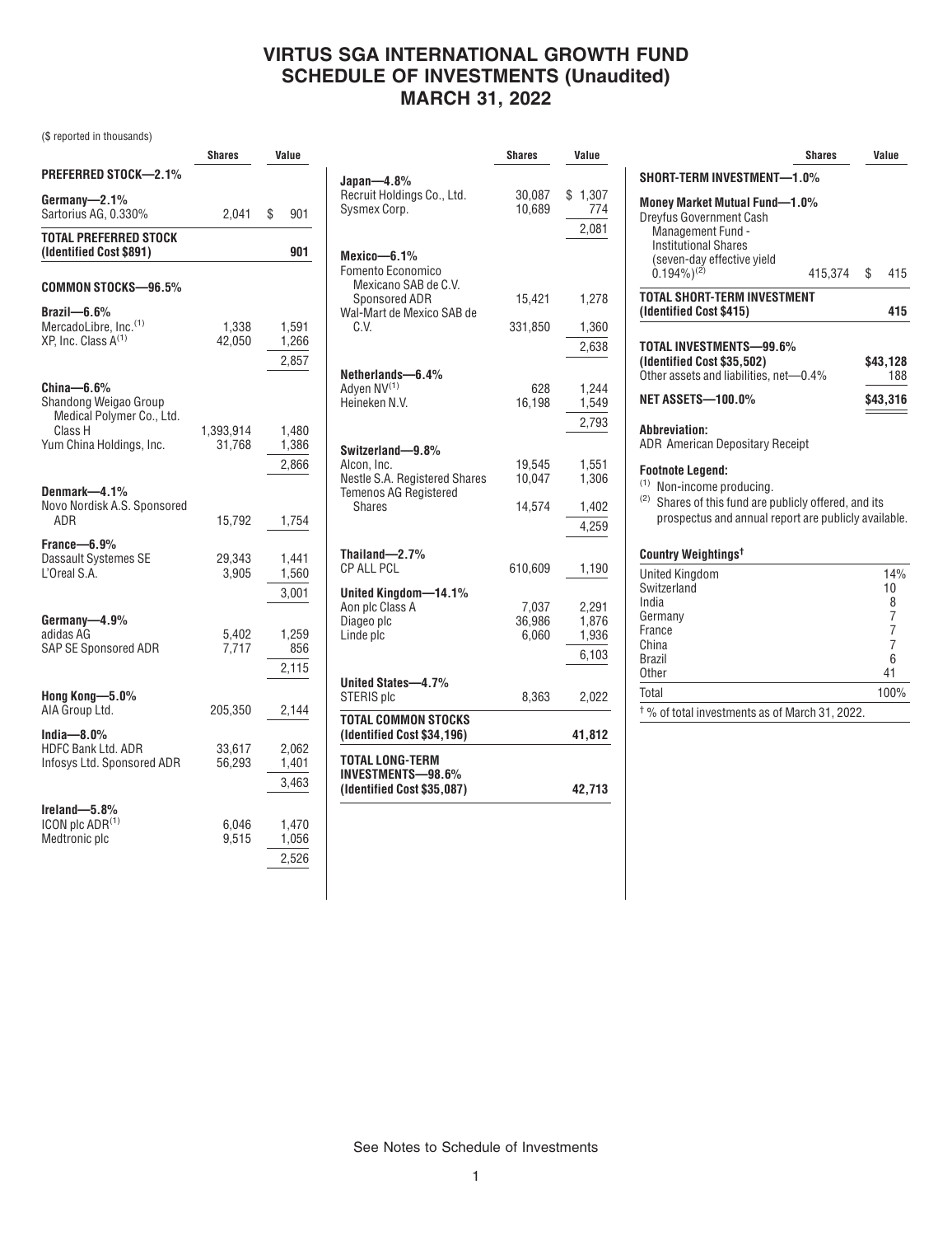# VIRTUS SGA INTERNATIONAL GROWTH FUND
## SCHEDULE OF INVESTMENTS (Unaudited)
## MARCH 31, 2022

($ reported in thousands)

| | Shares | Value |
|---|---|---|
| **PREFERRED STOCK—2.1%** | | |
| **Germany—2.1%** | | |
| Sartorius AG, 0.330% | 2,041 | $ 901 |
| **TOTAL PREFERRED STOCK (Identified Cost $891)** | | **901** |
| **COMMON STOCKS—96.5%** | | |
| **Brazil—6.6%** | | |
| MercadoLibre, Inc.[(1)] | 1,338 | 1,591 |
| XP, Inc. Class A[(1)] | 42,050 | 1,266 |
| | | 2,857 |
| **China—6.6%** | | |
| Shandong Weigao Group Medical Polymer Co., Ltd. Class H | 1,393,914 | 1,480 |
| Yum China Holdings, Inc. | 31,768 | 1,386 |
| | | 2,866 |
| **Denmark—4.1%** | | |
| Novo Nordisk A.S. Sponsored ADR | 15,792 | 1,754 |
| **France—6.9%** | | |
| Dassault Systemes SE | 29,343 | 1,441 |
| L'Oreal S.A. | 3,905 | 1,560 |
| | | 3,001 |
| **Germany—4.9%** | | |
| adidas AG | 5,402 | 1,259 |
| SAP SE Sponsored ADR | 7,717 | 856 |
| | | 2,115 |
| **Hong Kong—5.0%** | | |
| AIA Group Ltd. | 205,350 | 2,144 |
| **India—8.0%** | | |
| HDFC Bank Ltd. ADR | 33,617 | 2,062 |
| Infosys Ltd. Sponsored ADR | 56,293 | 1,401 |
| | | 3,463 |
| **Ireland—5.8%** | | |
| ICON plc ADR[(1)] | 6,046 | 1,470 |
| Medtronic plc | 9,515 | 1,056 |
| | | 2,526 |
| **Japan—4.8%** | | |
| Recruit Holdings Co., Ltd. | 30,087 | $ 1,307 |
| Sysmex Corp. | 10,689 | 774 |
| | | 2,081 |
| **Mexico—6.1%** | | |
| Fomento Economico Mexicano SAB de C.V. Sponsored ADR | 15,421 | 1,278 |
| Wal-Mart de Mexico SAB de C.V. | 331,850 | 1,360 |
| | | 2,638 |
| **Netherlands—6.4%** | | |
| Adyen NV[(1)] | 628 | 1,244 |
| Heineken N.V. | 16,198 | 1,549 |
| | | 2,793 |
| **Switzerland—9.8%** | | |
| Alcon, Inc. | 19,545 | 1,551 |
| Nestle S.A. Registered Shares | 10,047 | 1,306 |
| Temenos AG Registered Shares | 14,574 | 1,402 |
| | | 4,259 |
| **Thailand—2.7%** | | |
| CP ALL PCL | 610,609 | 1,190 |
| **United Kingdom—14.1%** | | |
| Aon plc Class A | 7,037 | 2,291 |
| Diageo plc | 36,986 | 1,876 |
| Linde plc | 6,060 | 1,936 |
| | | 6,103 |
| **United States—4.7%** | | |
| STERIS plc | 8,363 | 2,022 |
| **TOTAL COMMON STOCKS (Identified Cost $34,196)** | | **41,812** |
| **TOTAL LONG-TERM INVESTMENTS—98.6% (Identified Cost $35,087)** | | **42,713** |
| **SHORT-TERM INVESTMENT—1.0%** | | |
| **Money Market Mutual Fund—1.0%** | | |
| Dreyfus Government Cash Management Fund - Institutional Shares (seven-day effective yield 0.194%)[(2)] | 415,374 | $ 415 |
| **TOTAL SHORT-TERM INVESTMENT (Identified Cost $415)** | | **415** |
| **TOTAL INVESTMENTS—99.6% (Identified Cost $35,502)** | | **$43,128** |
| Other assets and liabilities, net—0.4% | | 188 |
| **NET ASSETS—100.0%** | | **$43,316** |

**Abbreviation:**
ADR American Depositary Receipt

**Footnote Legend:**
(1) Non-income producing.
(2) Shares of this fund are publicly offered, and its prospectus and annual report are publicly available.

**Country Weightings†**

| | |
|---|---|
| United Kingdom | 14% |
| Switzerland | 10 |
| India | 8 |
| Germany | 7 |
| France | 7 |
| China | 7 |
| Brazil | 6 |
| Other | 41 |
| Total | 100% |

† % of total investments as of March 31, 2022.

See Notes to Schedule of Investments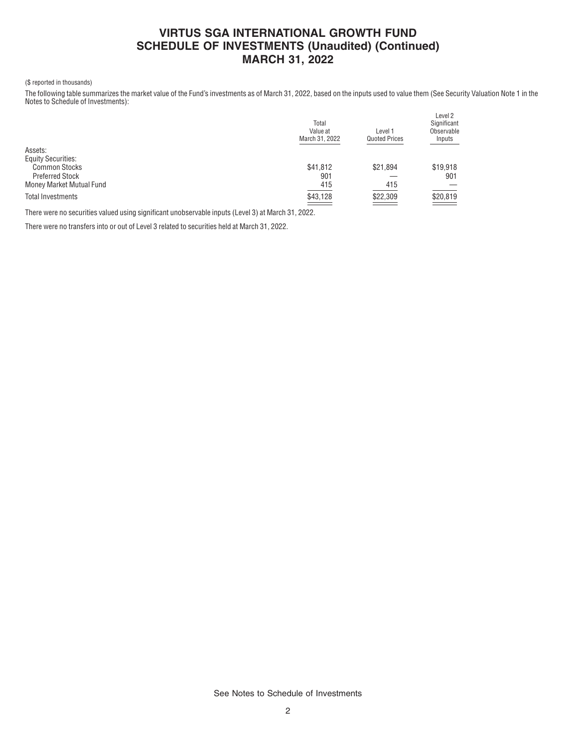# VIRTUS SGA INTERNATIONAL GROWTH FUND
# SCHEDULE OF INVESTMENTS (Unaudited) (Continued)
# MARCH 31, 2022

($ reported in thousands)

The following table summarizes the market value of the Fund's investments as of March 31, 2022, based on the inputs used to value them (See Security Valuation Note 1 in the Notes to Schedule of Investments):

| | Total Value at March 31, 2022 | Level 1 Quoted Prices | Level 2 Significant Observable Inputs |
|---|---|---|---|
| Assets: | | | |
| Equity Securities: | | | |
| Common Stocks | $41,812 | $21,894 | $19,918 |
| Preferred Stock | 901 | — | 901 |
| Money Market Mutual Fund | 415 | 415 | — |
| Total Investments | $43,128 | $22,309 | $20,819 |

There were no securities valued using significant unobservable inputs (Level 3) at March 31, 2022.

There were no transfers into or out of Level 3 related to securities held at March 31, 2022.

See Notes to Schedule of Investments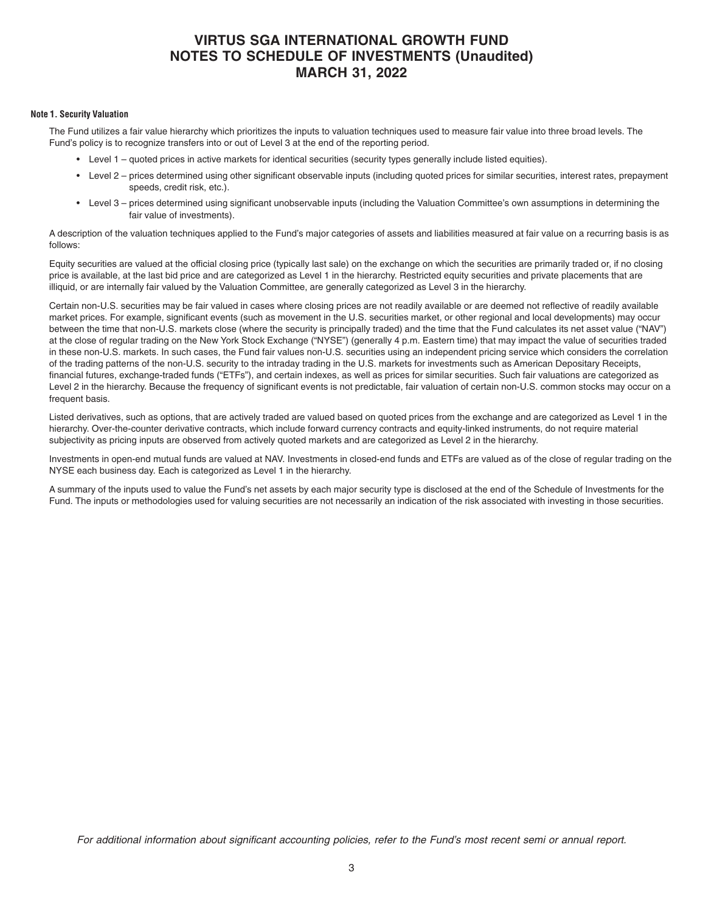# VIRTUS SGA INTERNATIONAL GROWTH FUND
# NOTES TO SCHEDULE OF INVESTMENTS (Unaudited)
# MARCH 31, 2022

**Note 1. Security Valuation**

The Fund utilizes a fair value hierarchy which prioritizes the inputs to valuation techniques used to measure fair value into three broad levels. The Fund's policy is to recognize transfers into or out of Level 3 at the end of the reporting period.

- Level 1 – quoted prices in active markets for identical securities (security types generally include listed equities).
- Level 2 – prices determined using other significant observable inputs (including quoted prices for similar securities, interest rates, prepayment speeds, credit risk, etc.).
- Level 3 – prices determined using significant unobservable inputs (including the Valuation Committee's own assumptions in determining the fair value of investments).

A description of the valuation techniques applied to the Fund's major categories of assets and liabilities measured at fair value on a recurring basis is as follows:

Equity securities are valued at the official closing price (typically last sale) on the exchange on which the securities are primarily traded or, if no closing price is available, at the last bid price and are categorized as Level 1 in the hierarchy. Restricted equity securities and private placements that are illiquid, or are internally fair valued by the Valuation Committee, are generally categorized as Level 3 in the hierarchy.

Certain non-U.S. securities may be fair valued in cases where closing prices are not readily available or are deemed not reflective of readily available market prices. For example, significant events (such as movement in the U.S. securities market, or other regional and local developments) may occur between the time that non-U.S. markets close (where the security is principally traded) and the time that the Fund calculates its net asset value ("NAV") at the close of regular trading on the New York Stock Exchange ("NYSE") (generally 4 p.m. Eastern time) that may impact the value of securities traded in these non-U.S. markets. In such cases, the Fund fair values non-U.S. securities using an independent pricing service which considers the correlation of the trading patterns of the non-U.S. security to the intraday trading in the U.S. markets for investments such as American Depositary Receipts, financial futures, exchange-traded funds ("ETFs"), and certain indexes, as well as prices for similar securities. Such fair valuations are categorized as Level 2 in the hierarchy. Because the frequency of significant events is not predictable, fair valuation of certain non-U.S. common stocks may occur on a frequent basis.

Listed derivatives, such as options, that are actively traded are valued based on quoted prices from the exchange and are categorized as Level 1 in the hierarchy. Over-the-counter derivative contracts, which include forward currency contracts and equity-linked instruments, do not require material subjectivity as pricing inputs are observed from actively quoted markets and are categorized as Level 2 in the hierarchy.

Investments in open-end mutual funds are valued at NAV. Investments in closed-end funds and ETFs are valued as of the close of regular trading on the NYSE each business day. Each is categorized as Level 1 in the hierarchy.

A summary of the inputs used to value the Fund's net assets by each major security type is disclosed at the end of the Schedule of Investments for the Fund. The inputs or methodologies used for valuing securities are not necessarily an indication of the risk associated with investing in those securities.

*For additional information about significant accounting policies, refer to the Fund's most recent semi or annual report.*